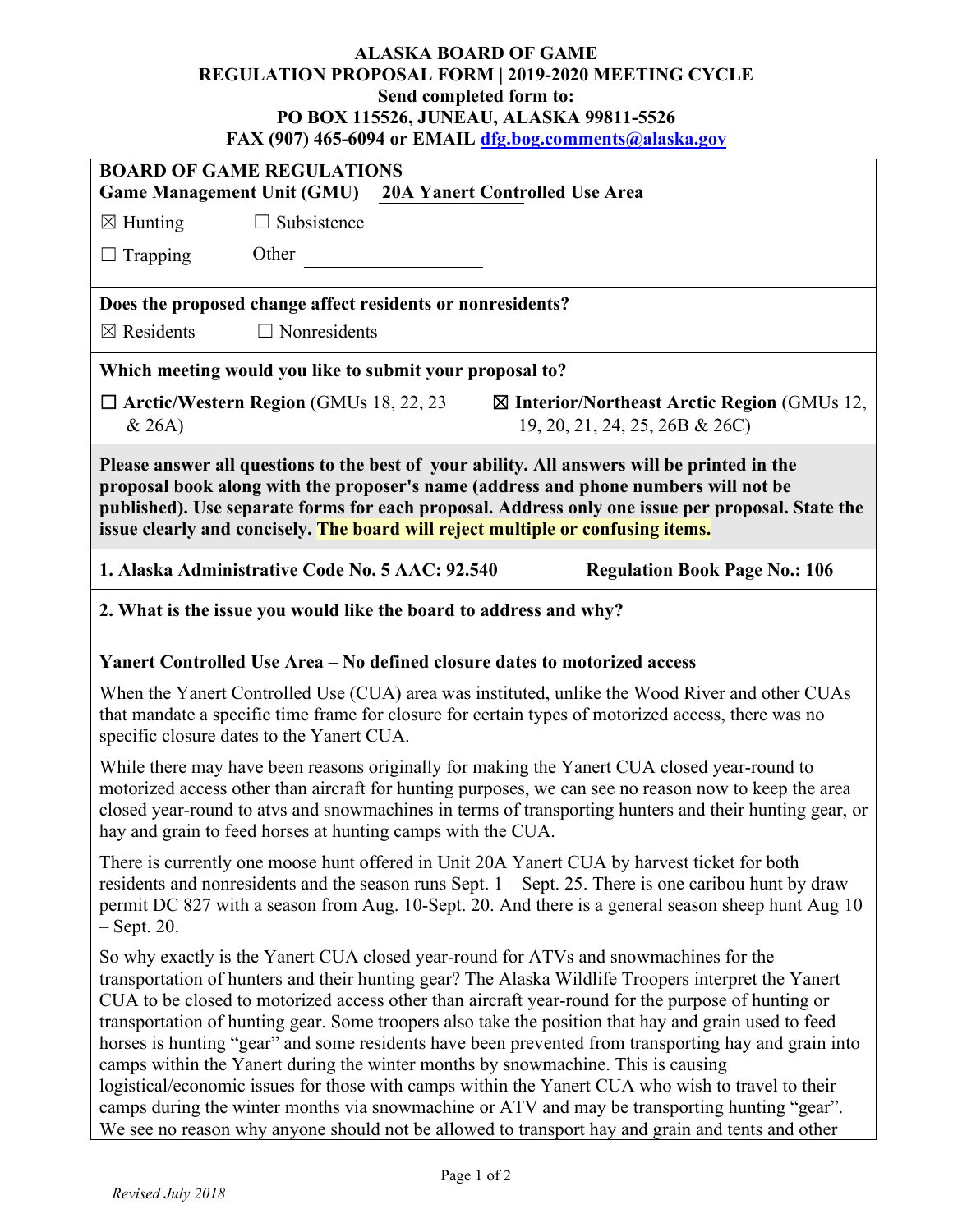**ALASKA BOARD OF GAME**
**REGULATION PROPOSAL FORM | 2019-2020 MEETING CYCLE**
**Send completed form to:**
**PO BOX 115526, JUNEAU, ALASKA 99811-5526**
**FAX (907) 465-6094 or EMAIL dfg.bog.comments@alaska.gov**

**BOARD OF GAME REGULATIONS**
**Game Management Unit (GMU)** **20A Yanert Controlled Use Area**

☒ Hunting ☐ Subsistence

☐ Trapping Other ____________

**Does the proposed change affect residents or nonresidents?**

☒ Residents ☐ Nonresidents

**Which meeting would you like to submit your proposal to?**

☐ **Arctic/Western Region** (GMUs 18, 22, 23 & 26A)

☒ **Interior/Northeast Arctic Region** (GMUs 12, 19, 20, 21, 24, 25, 26B & 26C)

**Please answer all questions to the best of your ability. All answers will be printed in the proposal book along with the proposer's name (address and phone numbers will not be published). Use separate forms for each proposal. Address only one issue per proposal. State the issue clearly and concisely. The board will reject multiple or confusing items.**

**1. Alaska Administrative Code No. 5 AAC: 92.540** **Regulation Book Page No.: 106**

**2. What is the issue you would like the board to address and why?**

**Yanert Controlled Use Area – No defined closure dates to motorized access**

When the Yanert Controlled Use (CUA) area was instituted, unlike the Wood River and other CUAs that mandate a specific time frame for closure for certain types of motorized access, there was no specific closure dates to the Yanert CUA.

While there may have been reasons originally for making the Yanert CUA closed year-round to motorized access other than aircraft for hunting purposes, we can see no reason now to keep the area closed year-round to atvs and snowmachines in terms of transporting hunters and their hunting gear, or hay and grain to feed horses at hunting camps with the CUA.

There is currently one moose hunt offered in Unit 20A Yanert CUA by harvest ticket for both residents and nonresidents and the season runs Sept. 1 – Sept. 25. There is one caribou hunt by draw permit DC 827 with a season from Aug. 10-Sept. 20. And there is a general season sheep hunt Aug 10 – Sept. 20.

So why exactly is the Yanert CUA closed year-round for ATVs and snowmachines for the transportation of hunters and their hunting gear? The Alaska Wildlife Troopers interpret the Yanert CUA to be closed to motorized access other than aircraft year-round for the purpose of hunting or transportation of hunting gear. Some troopers also take the position that hay and grain used to feed horses is hunting "gear" and some residents have been prevented from transporting hay and grain into camps within the Yanert during the winter months by snowmachine. This is causing logistical/economic issues for those with camps within the Yanert CUA who wish to travel to their camps during the winter months via snowmachine or ATV and may be transporting hunting "gear". We see no reason why anyone should not be allowed to transport hay and grain and tents and other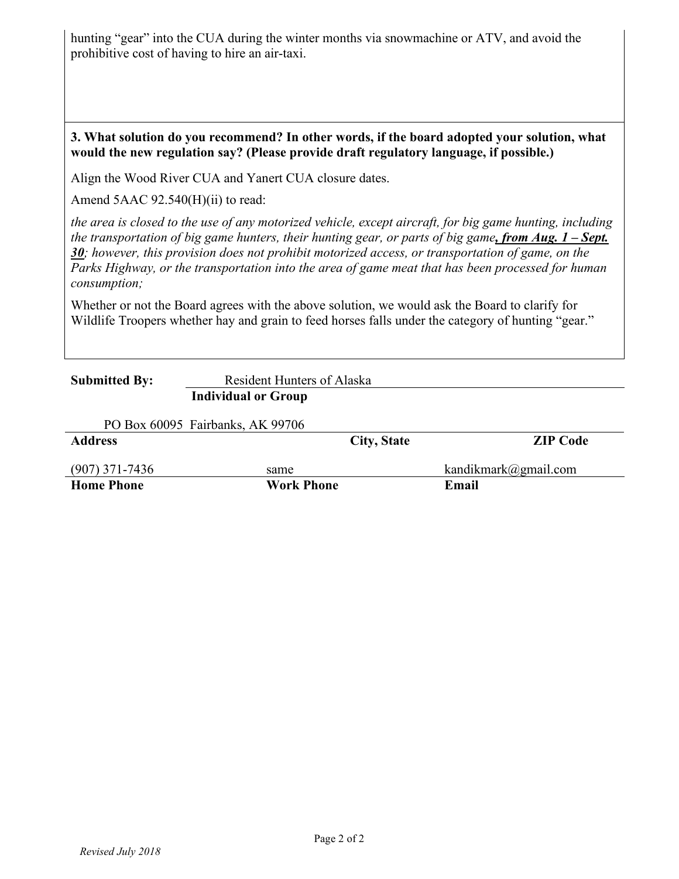hunting "gear" into the CUA during the winter months via snowmachine or ATV, and avoid the prohibitive cost of having to hire an air-taxi.

**3. What solution do you recommend? In other words, if the board adopted your solution, what would the new regulation say? (Please provide draft regulatory language, if possible.)**

Align the Wood River CUA and Yanert CUA closure dates.

Amend 5AAC 92.540(H)(ii) to read:

*the area is closed to the use of any motorized vehicle, except aircraft, for big game hunting, including the transportation of big game hunters, their hunting gear, or parts of big game*<u>***, from Aug. 1 – Sept. 30***</u>*; however, this provision does not prohibit motorized access, or transportation of game, on the Parks Highway, or the transportation into the area of game meat that has been processed for human consumption;*

Whether or not the Board agrees with the above solution, we would ask the Board to clarify for Wildlife Troopers whether hay and grain to feed horses falls under the category of hunting "gear."

**Submitted By:** Resident Hunters of Alaska
**Individual or Group**

PO Box 60095 Fairbanks, AK 99706

| **Address** | **City, State** | **ZIP Code** |
|---|---|---|

| (907) 371-7436 | same | kandikmark@gmail.com |
|---|---|---|
| **Home Phone** | **Work Phone** | **Email** |

*Revised July 2018*